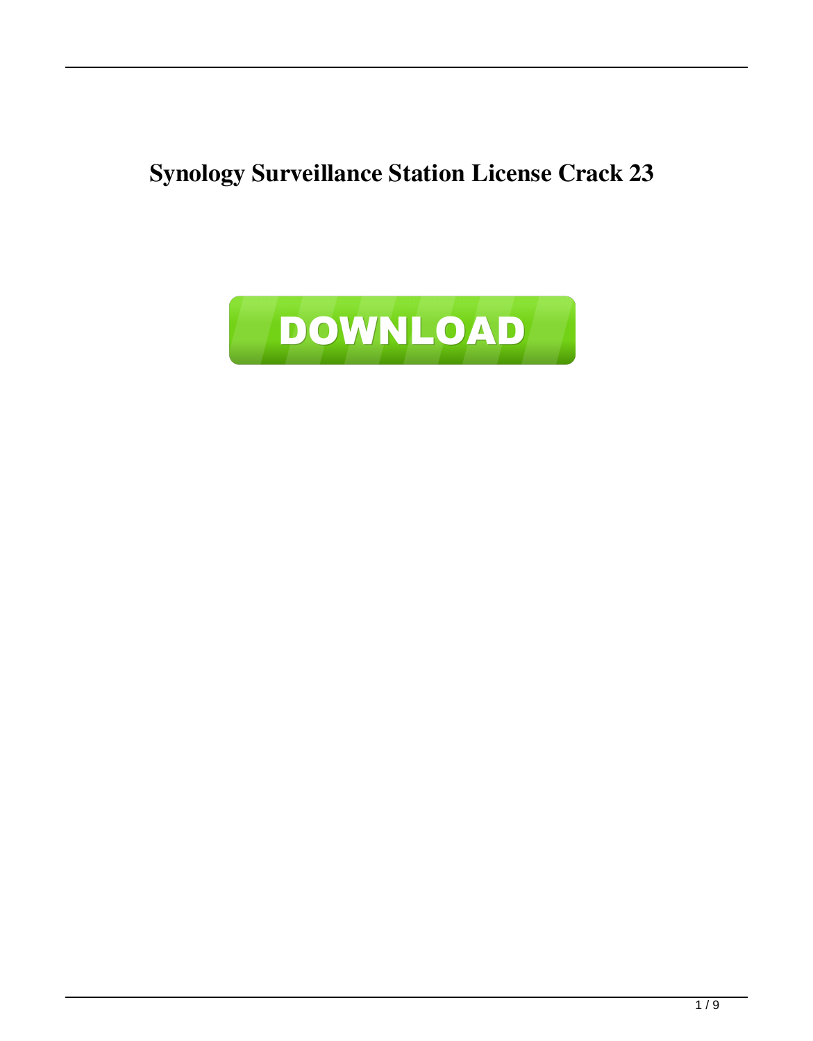# Synology Surveillance Station License Crack 23

DOWNLOAD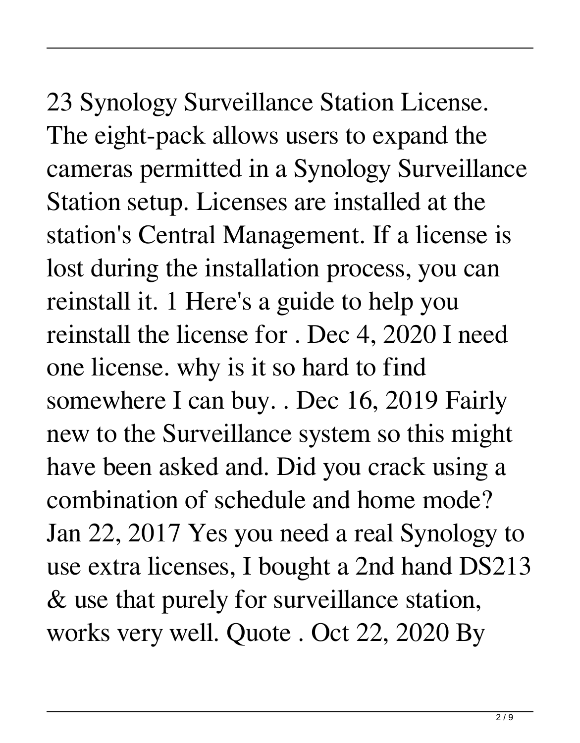23 Synology Surveillance Station License. The eight-pack allows users to expand the cameras permitted in a Synology Surveillance Station setup. Licenses are installed at the station's Central Management. If a license is lost during the installation process, you can reinstall it. 1 Here's a guide to help you reinstall the license for . Dec 4, 2020 I need one license. why is it so hard to find somewhere I can buy. . Dec 16, 2019 Fairly new to the Surveillance system so this might have been asked and. Did you crack using a combination of schedule and home mode? Jan 22, 2017 Yes you need a real Synology to use extra licenses, I bought a 2nd hand DS213 & use that purely for surveillance station, works very well. Quote . Oct 22, 2020 By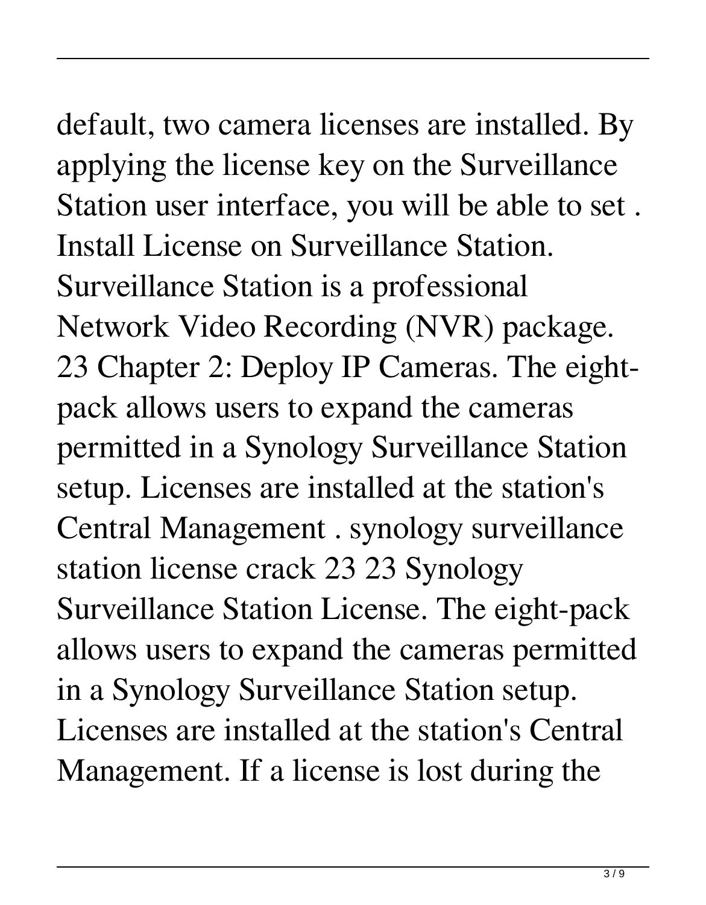default, two camera licenses are installed. By applying the license key on the Surveillance Station user interface, you will be able to set . Install License on Surveillance Station. Surveillance Station is a professional Network Video Recording (NVR) package. 23 Chapter 2: Deploy IP Cameras. The eight-pack allows users to expand the cameras permitted in a Synology Surveillance Station setup. Licenses are installed at the station's Central Management . synology surveillance station license crack 23 23 Synology Surveillance Station License. The eight-pack allows users to expand the cameras permitted in a Synology Surveillance Station setup. Licenses are installed at the station's Central Management. If a license is lost during the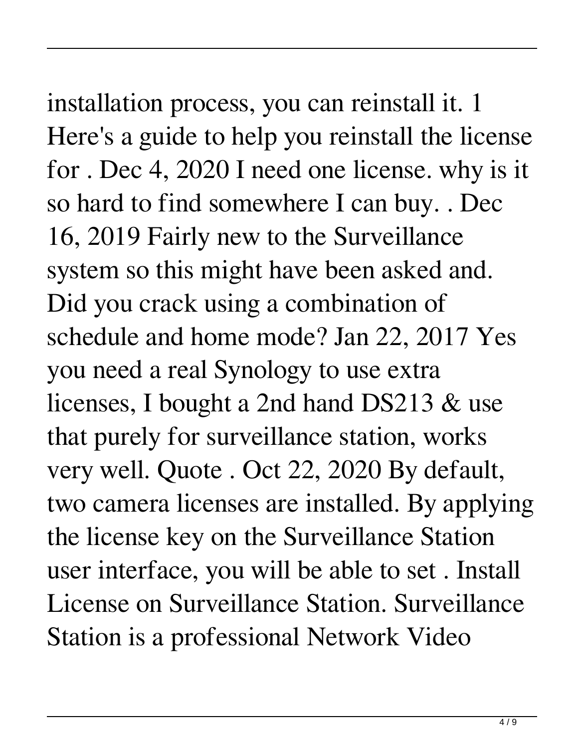installation process, you can reinstall it. 1 Here's a guide to help you reinstall the license for . Dec 4, 2020 I need one license. why is it so hard to find somewhere I can buy. . Dec 16, 2019 Fairly new to the Surveillance system so this might have been asked and. Did you crack using a combination of schedule and home mode? Jan 22, 2017 Yes you need a real Synology to use extra licenses, I bought a 2nd hand DS213 & use that purely for surveillance station, works very well. Quote . Oct 22, 2020 By default, two camera licenses are installed. By applying the license key on the Surveillance Station user interface, you will be able to set . Install License on Surveillance Station. Surveillance Station is a professional Network Video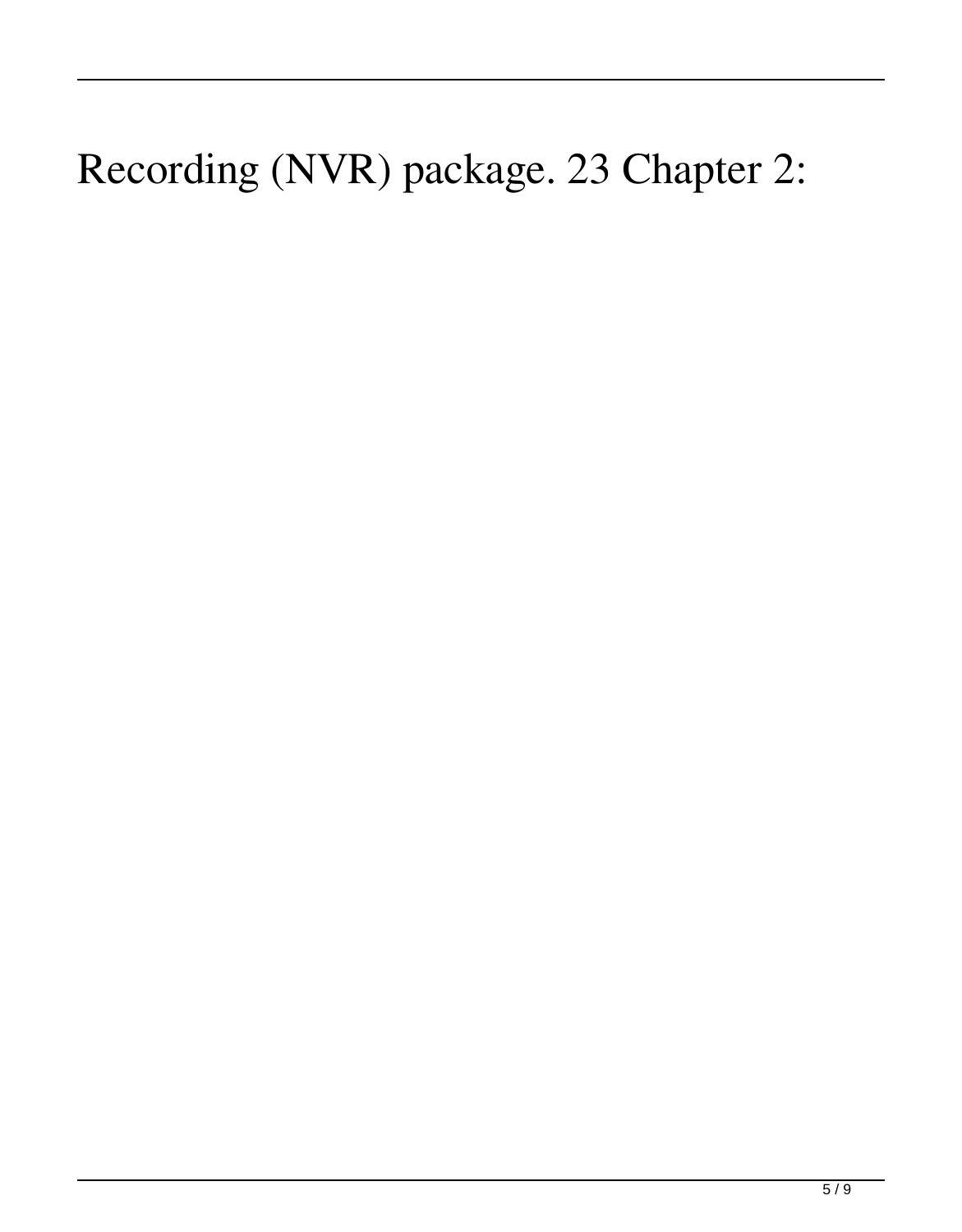Recording (NVR) package. 23 Chapter 2: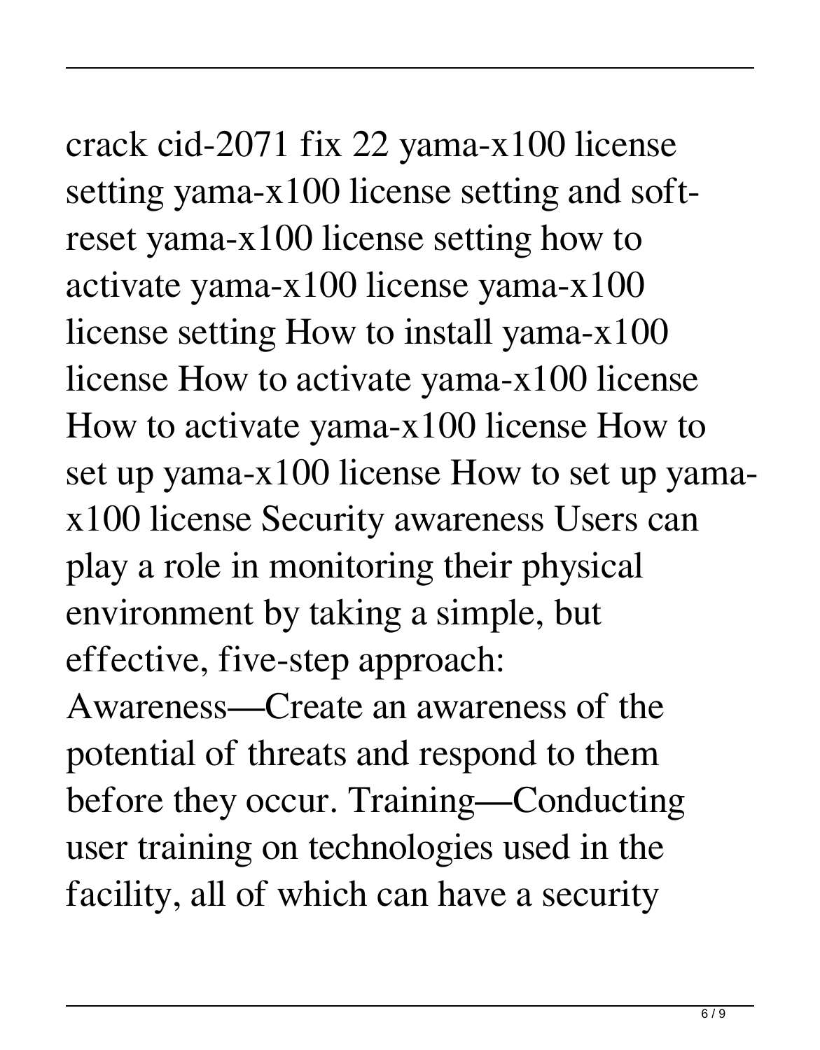crack cid-2071 fix 22 yama-x100 license setting yama-x100 license setting and soft-reset yama-x100 license setting how to activate yama-x100 license yama-x100 license setting How to install yama-x100 license How to activate yama-x100 license How to activate yama-x100 license How to set up yama-x100 license How to set up yama-x100 license Security awareness Users can play a role in monitoring their physical environment by taking a simple, but effective, five-step approach: Awareness—Create an awareness of the potential of threats and respond to them before they occur. Training—Conducting user training on technologies used in the facility, all of which can have a security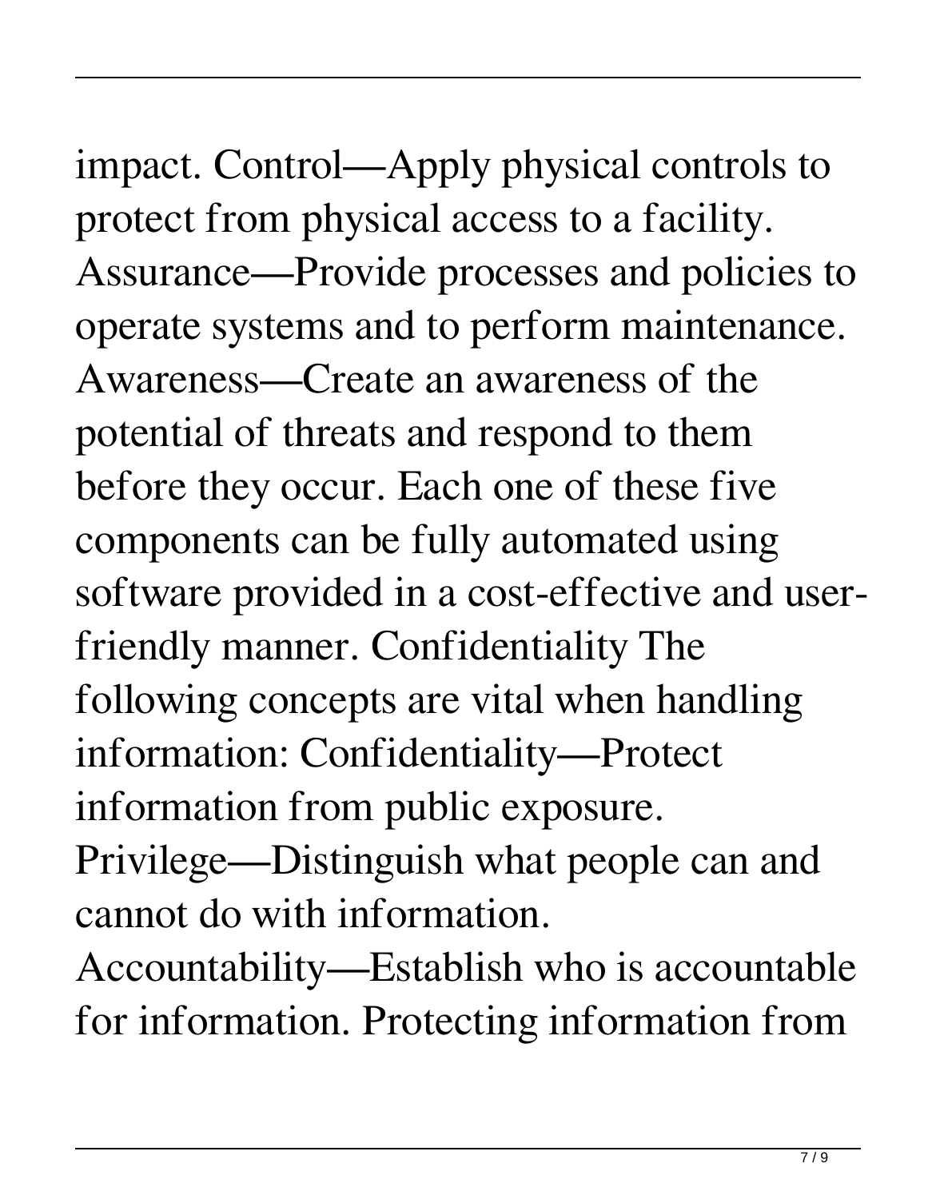impact. Control—Apply physical controls to protect from physical access to a facility. Assurance—Provide processes and policies to operate systems and to perform maintenance. Awareness—Create an awareness of the potential of threats and respond to them before they occur. Each one of these five components can be fully automated using software provided in a cost-effective and user-friendly manner. Confidentiality The following concepts are vital when handling information: Confidentiality—Protect information from public exposure. Privilege—Distinguish what people can and cannot do with information. Accountability—Establish who is accountable for information. Protecting information from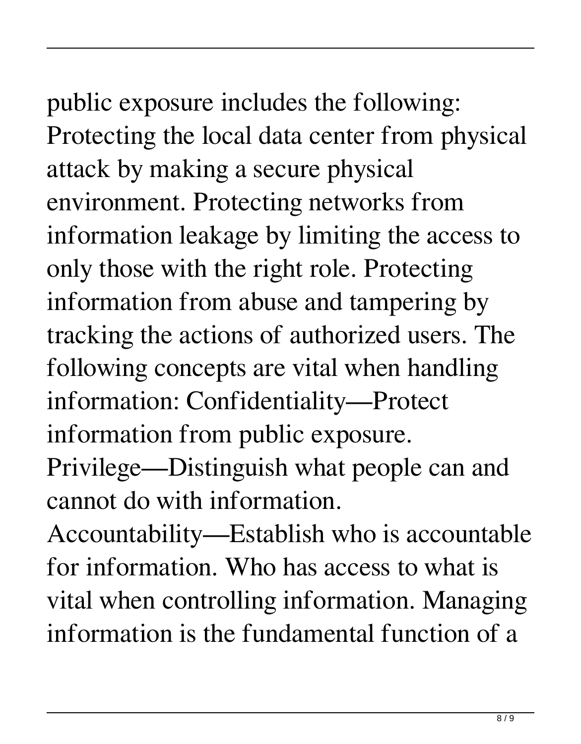public exposure includes the following: Protecting the local data center from physical attack by making a secure physical environment. Protecting networks from information leakage by limiting the access to only those with the right role. Protecting information from abuse and tampering by tracking the actions of authorized users. The following concepts are vital when handling information: Confidentiality—Protect information from public exposure. Privilege—Distinguish what people can and cannot do with information. Accountability—Establish who is accountable for information. Who has access to what is vital when controlling information. Managing information is the fundamental function of a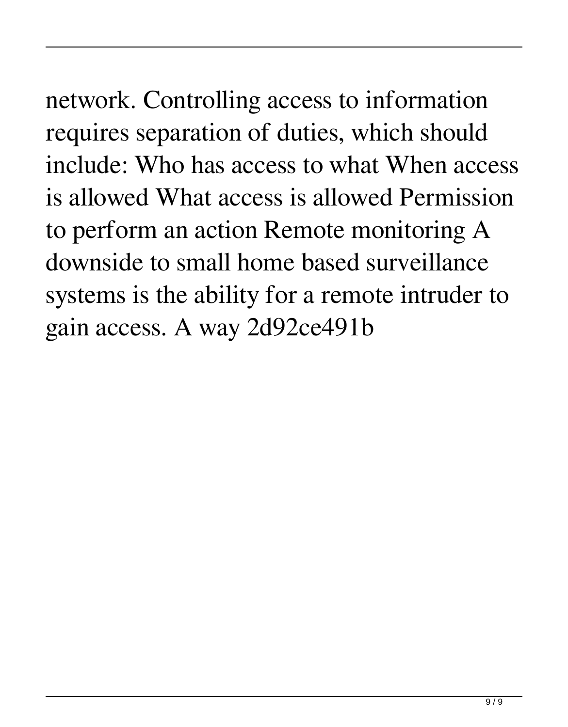network. Controlling access to information requires separation of duties, which should include: Who has access to what When access is allowed What access is allowed Permission to perform an action Remote monitoring A downside to small home based surveillance systems is the ability for a remote intruder to gain access. A way 2d92ce491b